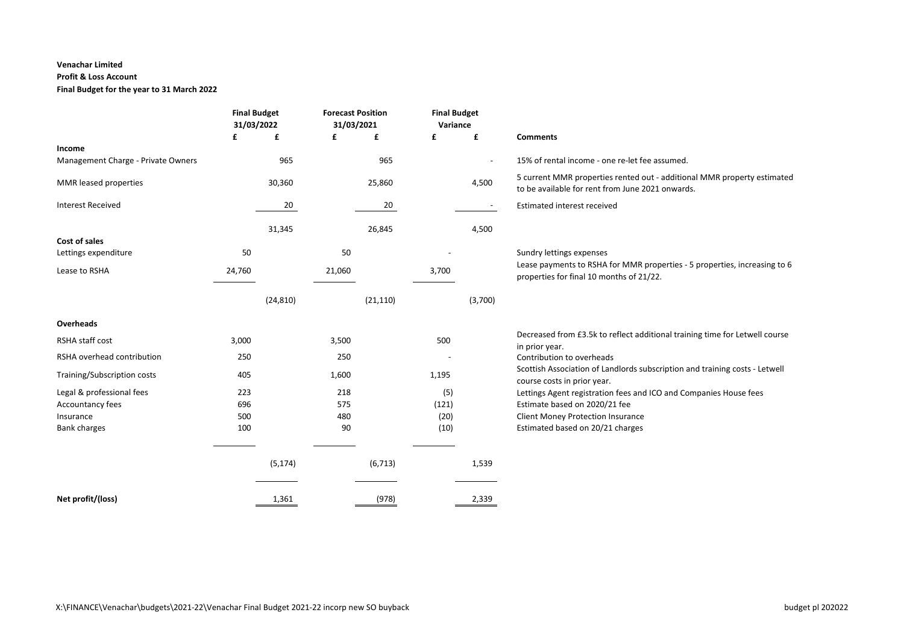**Venachar Limited**
**Profit & Loss Account**
**Final Budget for the year to 31 March 2022**

| | Final Budget 31/03/2022 | | Forecast Position 31/03/2021 | | Final Budget Variance | | |
|---|---|---|---|---|---|---|---|
| | £ | £ | £ | £ | £ | £ | **Comments** |
| **Income** | | | | | | | |
| Management Charge - Private Owners | | 965 | | 965 | | - | 15% of rental income - one re-let fee assumed. |
| MMR leased properties | | 30,360 | | 25,860 | | 4,500 | 5 current MMR properties rented out - additional MMR property estimated to be available for rent from June 2021 onwards. |
| Interest Received | | 20 | | 20 | | - | Estimated interest received |
| | | 31,345 | | 26,845 | | 4,500 | |
| **Cost of sales** | | | | | | | |
| Lettings expenditure | 50 | | 50 | | - | | Sundry lettings expenses |
| Lease to RSHA | 24,760 | | 21,060 | | 3,700 | | Lease payments to RSHA for MMR properties - 5 properties, increasing to 6 properties for final 10 months of 21/22. |
| | | (24,810) | | (21,110) | | (3,700) | |
| **Overheads** | | | | | | | |
| RSHA staff cost | 3,000 | | 3,500 | | 500 | | Decreased from £3.5k to reflect additional training time for Letwell course in prior year. |
| RSHA overhead contribution | 250 | | 250 | | - | | Contribution to overheads |
| Training/Subscription costs | 405 | | 1,600 | | 1,195 | | Scottish Association of Landlords subscription and training costs - Letwell course costs in prior year. |
| Legal & professional fees | 223 | | 218 | | (5) | | Lettings Agent registration fees and ICO and Companies House fees |
| Accountancy fees | 696 | | 575 | | (121) | | Estimate based on 2020/21 fee |
| Insurance | 500 | | 480 | | (20) | | Client Money Protection Insurance |
| Bank charges | 100 | | 90 | | (10) | | Estimated based on 20/21 charges |
| | | (5,174) | | (6,713) | | 1,539 | |
| **Net profit/(loss)** | | 1,361 | | (978) | | 2,339 | |

X:\FINANCE\Venachar\budgets\2021-22\Venachar Final Budget 2021-22 incorp new SO buyback

budget pl 202022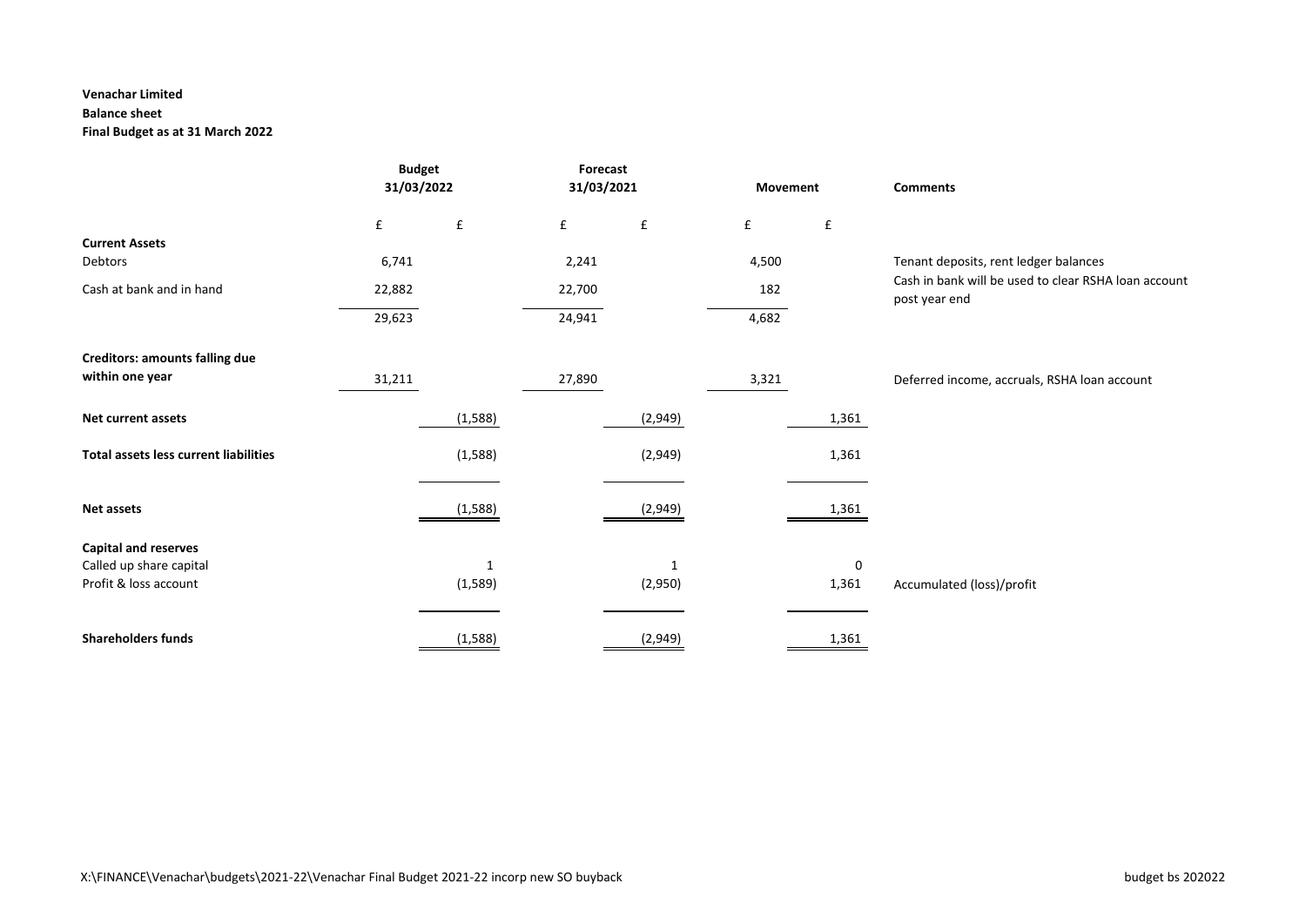**Venachar Limited**
**Balance sheet**
**Final Budget as at 31 March 2022**

| | Budget 31/03/2022 | | Forecast 31/03/2021 | | Movement | | Comments |
|---|---|---|---|---|---|---|---|
| | £ | £ | £ | £ | £ | £ | |
| **Current Assets** | | | | | | | |
| Debtors | 6,741 | | 2,241 | | 4,500 | | Tenant deposits, rent ledger balances |
| Cash at bank and in hand | 22,882 | | 22,700 | | 182 | | Cash in bank will be used to clear RSHA loan account post year end |
| | 29,623 | | 24,941 | | 4,682 | | |
| **Creditors: amounts falling due within one year** | 31,211 | | 27,890 | | 3,321 | | Deferred income, accruals, RSHA loan account |
| **Net current assets** | | (1,588) | | (2,949) | | 1,361 | |
| **Total assets less current liabilities** | | (1,588) | | (2,949) | | 1,361 | |
| **Net assets** | | (1,588) | | (2,949) | | 1,361 | |
| **Capital and reserves** | | | | | | | |
| Called up share capital | | 1 | | 1 | | 0 | |
| Profit & loss account | | (1,589) | | (2,950) | | 1,361 | Accumulated (loss)/profit |
| **Shareholders funds** | | (1,588) | | (2,949) | | 1,361 | |

X:\FINANCE\Venachar\budgets\2021-22\Venachar Final Budget 2021-22 incorp new SO buyback

budget bs 202022